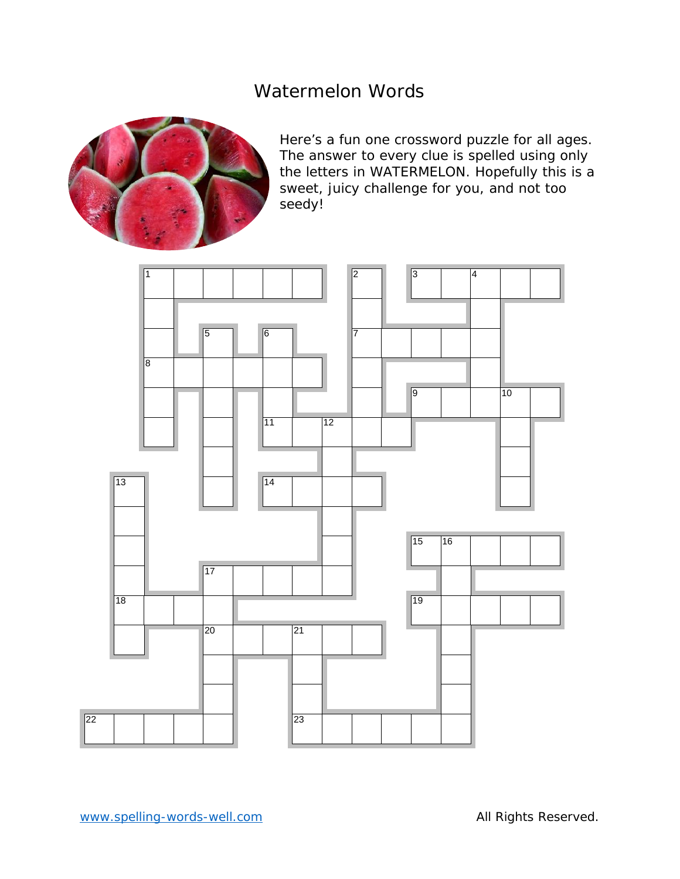# Watermelon Words

Here's a fun one crossword puzzle for all ages. The answer to every clue is spelled using only the letters in WATERMELON. Hopefully this is a sweet, juicy challenge for you, and not too seedy!

www.spelling-words-well.com

All Rights Reserved.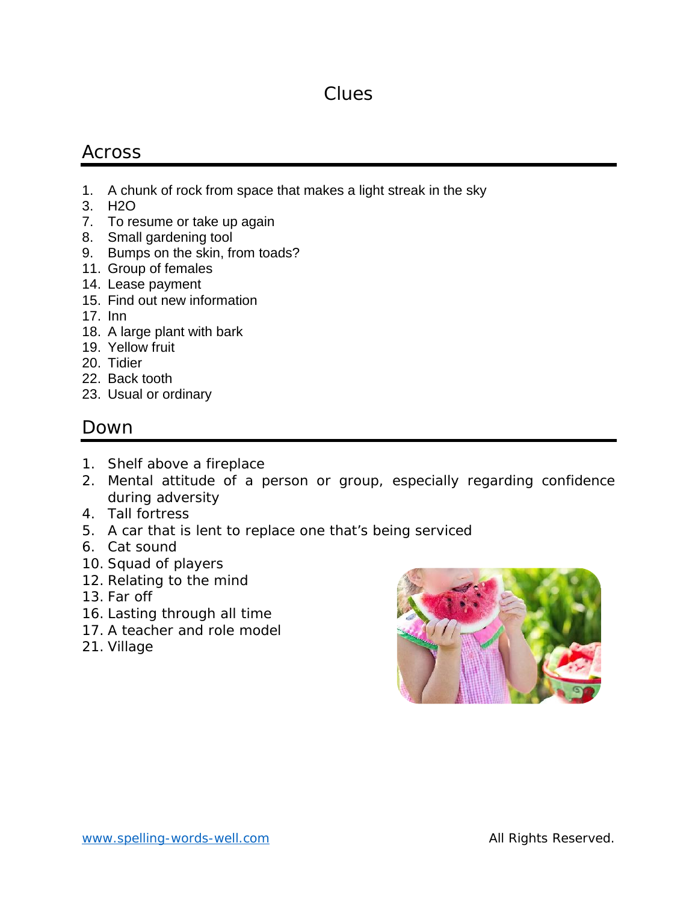# Clues

## Across

1. A chunk of rock from space that makes a light streak in the sky
3. $H_2O$
7. To resume or take up again
8. Small gardening tool
9. Bumps on the skin, from toads?
11. Group of females
14. Lease payment
15. Find out new information
17. Inn
18. A large plant with bark
19. Yellow fruit
20. Tidier
22. Back tooth
23. Usual or ordinary

## Down

1. Shelf above a fireplace
2. Mental attitude of a person or group, especially regarding confidence during adversity
4. Tall fortress
5. A car that is lent to replace one that's being serviced
6. Cat sound
10. Squad of players
12. Relating to the mind
13. Far off
16. Lasting through all time
17. A teacher and role model
21. Village

www.spelling-words-well.com All Rights Reserved.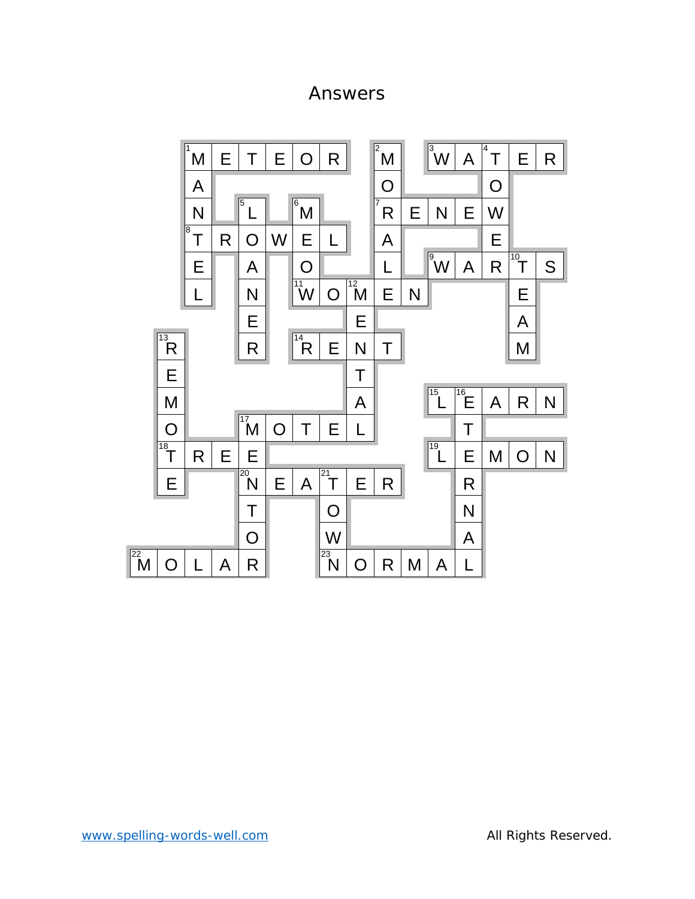# Answers

| | | | | | | | | | | | | | | | |
|---|---|---|---|---|---|---|---|---|---|---|---|---|---|---|---|
| | | 1 M | E | T | E | O | R | | 2 M | | 3 W | A | 4 T | E | R |
| | | A | | | | | | | O | | | | O | | |
| | | N | | 5 L | | 6 M | | | 7 R | E | N | E | W | | |
| | | 8 T | R | O | W | E | L | | A | | | | E | | |
| | | E | | A | | O | | | L | | 9 W | A | R | 10 T | S |
| | | L | | N | | 11 W | O | 12 M | E | N | | | | E | |
| | | | | E | | | | E | | | | | | A | |
| | 13 R | | | R | | 14 R | E | N | T | | | | | M | |
| | E | | | | | | | T | | | | | | | |
| | M | | | | | | | A | | | 15 L | 16 E | A | R | N |
| | O | | | 17 M | O | T | E | L | | | | T | | | |
| | 18 T | R | E | E | | | | | | | 19 L | E | M | O | N |
| | E | | | 20 N | E | A | 21 T | E | R | | | R | | | |
| | | | | T | | | O | | | | | N | | | |
| | | | | O | | | W | | | | | A | | | |
| 22 M | O | L | A | R | | | 23 N | O | R | M | A | L | | | |